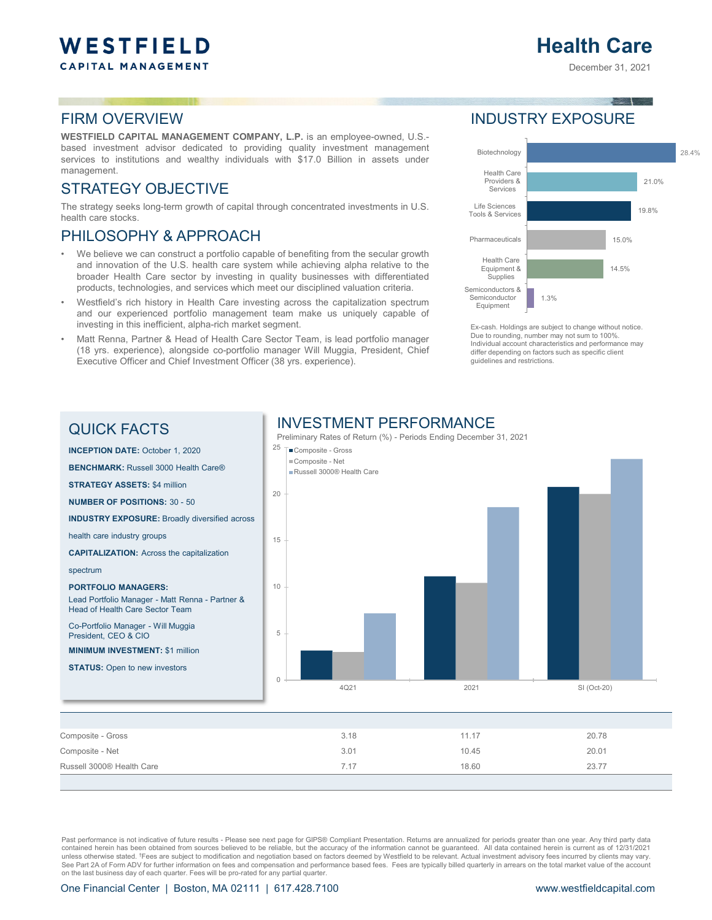# WESTFIELD

CAPITAL MANAGEMENT

# Health Care

December 31, 2021

## FIRM OVERVIEW

**WESTFIELD CAPITAL MANAGEMENT COMPANY, L.P.** is an employee-owned, U.S.-based investment advisor dedicated to providing quality investment management services to institutions and wealthy individuals with $17.0 Billion in assets under management.

## STRATEGY OBJECTIVE

The strategy seeks long-term growth of capital through concentrated investments in U.S. health care stocks.

## PHILOSOPHY & APPROACH

- We believe we can construct a portfolio capable of benefiting from the secular growth and innovation of the U.S. health care system while achieving alpha relative to the broader Health Care sector by investing in quality businesses with differentiated products, technologies, and services which meet our disciplined valuation criteria.
- Westfield's rich history in Health Care investing across the capitalization spectrum and our experienced portfolio management team make us uniquely capable of investing in this inefficient, alpha-rich market segment.
- Matt Renna, Partner & Head of Health Care Sector Team, is lead portfolio manager (18 yrs. experience), alongside co-portfolio manager Will Muggia, President, Chief Executive Officer and Chief Investment Officer (38 yrs. experience).

## INDUSTRY EXPOSURE

| Industry | Exposure |
|---|---|
| Biotechnology | 28.4% |
| Health Care Providers & Services | 21.0% |
| Life Sciences Tools & Services | 19.8% |
| Pharmaceuticals | 15.0% |
| Health Care Equipment & Supplies | 14.5% |
| Semiconductors & Semiconductor Equipment | 1.3% |

Ex-cash. Holdings are subject to change without notice. Due to rounding, number may not sum to 100%. Individual account characteristics and performance may differ depending on factors such as specific client guidelines and restrictions.

## QUICK FACTS

**INCEPTION DATE:** October 1, 2020

**BENCHMARK:** Russell 3000 Health Care®

**STRATEGY ASSETS:** $4 million

**NUMBER OF POSITIONS:** 30 - 50

**INDUSTRY EXPOSURE:** Broadly diversified across health care industry groups

**CAPITALIZATION:** Across the capitalization spectrum

**PORTFOLIO MANAGERS:**

Lead Portfolio Manager - Matt Renna - Partner & Head of Health Care Sector Team

Co-Portfolio Manager - Will Muggia President, CEO & CIO

**MINIMUM INVESTMENT:** $1 million

**STATUS:** Open to new investors

## INVESTMENT PERFORMANCE

Preliminary Rates of Return (%) - Periods Ending December 31, 2021

| | 4Q21 | 2021 | SI (Oct-20) |
|---|---|---|---|
| Composite - Gross | 3.18 | 11.17 | 20.78 |
| Composite - Net | 3.01 | 10.45 | 20.01 |
| Russell 3000® Health Care | 7.17 | 18.60 | 23.77 |

Past performance is not indicative of future results - Please see next page for GIPS® Compliant Presentation. Returns are annualized for periods greater than one year. Any third party data contained herein has been obtained from sources believed to be reliable, but the accuracy of the information cannot be guaranteed. All data contained herein is current as of 12/31/2021 unless otherwise stated. †Fees are subject to modification and negotiation based on factors deemed by Westfield to be relevant. Actual investment advisory fees incurred by clients may vary. See Part 2A of Form ADV for further information on fees and compensation and performance based fees. Fees are typically billed quarterly in arrears on the total market value of the account on the last business day of each quarter. Fees will be pro-rated for any partial quarter.

One Financial Center | Boston, MA 02111 | 617.428.7100 www.westfieldcapital.com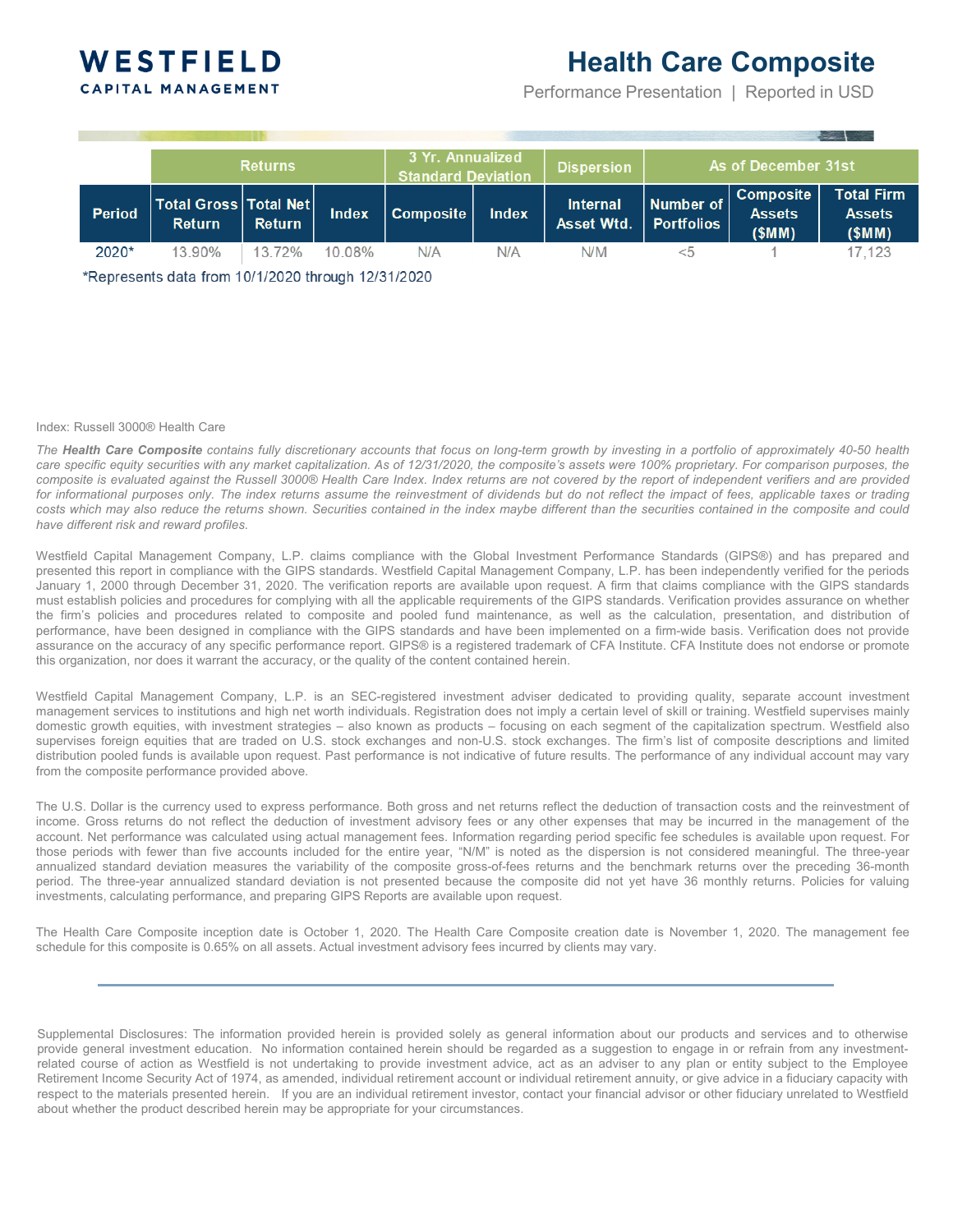**WESTFIELD**
**CAPITAL MANAGEMENT**

# Health Care Composite

Performance Presentation | Reported in USD

| | Returns | | | 3 Yr. Annualized Standard Deviation | | Dispersion | As of December 31st | | |
|---|---|---|---|---|---|---|---|---|---|
| Period | Total Gross Return | Total Net Return | Index | Composite | Index | Internal Asset Wtd. | Number of Portfolios | Composite Assets ($MM) | Total Firm Assets ($MM) |
| 2020* | 13.90% | 13.72% | 10.08% | N/A | N/A | N/M | <5 | 1 | 17,123 |

*Represents data from 10/1/2020 through 12/31/2020

Index: Russell 3000® Health Care

*The **Health Care Composite** contains fully discretionary accounts that focus on long-term growth by investing in a portfolio of approximately 40-50 health care specific equity securities with any market capitalization. As of 12/31/2020, the composite's assets were 100% proprietary. For comparison purposes, the composite is evaluated against the Russell 3000® Health Care Index. Index returns are not covered by the report of independent verifiers and are provided for informational purposes only. The index returns assume the reinvestment of dividends but do not reflect the impact of fees, applicable taxes or trading costs which may also reduce the returns shown. Securities contained in the index maybe different than the securities contained in the composite and could have different risk and reward profiles.*

Westfield Capital Management Company, L.P. claims compliance with the Global Investment Performance Standards (GIPS®) and has prepared and presented this report in compliance with the GIPS standards. Westfield Capital Management Company, L.P. has been independently verified for the periods January 1, 2000 through December 31, 2020. The verification reports are available upon request. A firm that claims compliance with the GIPS standards must establish policies and procedures for complying with all the applicable requirements of the GIPS standards. Verification provides assurance on whether the firm's policies and procedures related to composite and pooled fund maintenance, as well as the calculation, presentation, and distribution of performance, have been designed in compliance with the GIPS standards and have been implemented on a firm-wide basis. Verification does not provide assurance on the accuracy of any specific performance report. GIPS® is a registered trademark of CFA Institute. CFA Institute does not endorse or promote this organization, nor does it warrant the accuracy, or the quality of the content contained herein.

Westfield Capital Management Company, L.P. is an SEC-registered investment adviser dedicated to providing quality, separate account investment management services to institutions and high net worth individuals. Registration does not imply a certain level of skill or training. Westfield supervises mainly domestic growth equities, with investment strategies – also known as products – focusing on each segment of the capitalization spectrum. Westfield also supervises foreign equities that are traded on U.S. stock exchanges and non-U.S. stock exchanges. The firm's list of composite descriptions and limited distribution pooled funds is available upon request. Past performance is not indicative of future results. The performance of any individual account may vary from the composite performance provided above.

The U.S. Dollar is the currency used to express performance. Both gross and net returns reflect the deduction of transaction costs and the reinvestment of income. Gross returns do not reflect the deduction of investment advisory fees or any other expenses that may be incurred in the management of the account. Net performance was calculated using actual management fees. Information regarding period specific fee schedules is available upon request. For those periods with fewer than five accounts included for the entire year, "N/M" is noted as the dispersion is not considered meaningful. The three-year annualized standard deviation measures the variability of the composite gross-of-fees returns and the benchmark returns over the preceding 36-month period. The three-year annualized standard deviation is not presented because the composite did not yet have 36 monthly returns. Policies for valuing investments, calculating performance, and preparing GIPS Reports are available upon request.

The Health Care Composite inception date is October 1, 2020. The Health Care Composite creation date is November 1, 2020. The management fee schedule for this composite is 0.65% on all assets. Actual investment advisory fees incurred by clients may vary.

---

Supplemental Disclosures: The information provided herein is provided solely as general information about our products and services and to otherwise provide general investment education. No information contained herein should be regarded as a suggestion to engage in or refrain from any investment-related course of action as Westfield is not undertaking to provide investment advice, act as an adviser to any plan or entity subject to the Employee Retirement Income Security Act of 1974, as amended, individual retirement account or individual retirement annuity, or give advice in a fiduciary capacity with respect to the materials presented herein. If you are an individual retirement investor, contact your financial advisor or other fiduciary unrelated to Westfield about whether the product described herein may be appropriate for your circumstances.